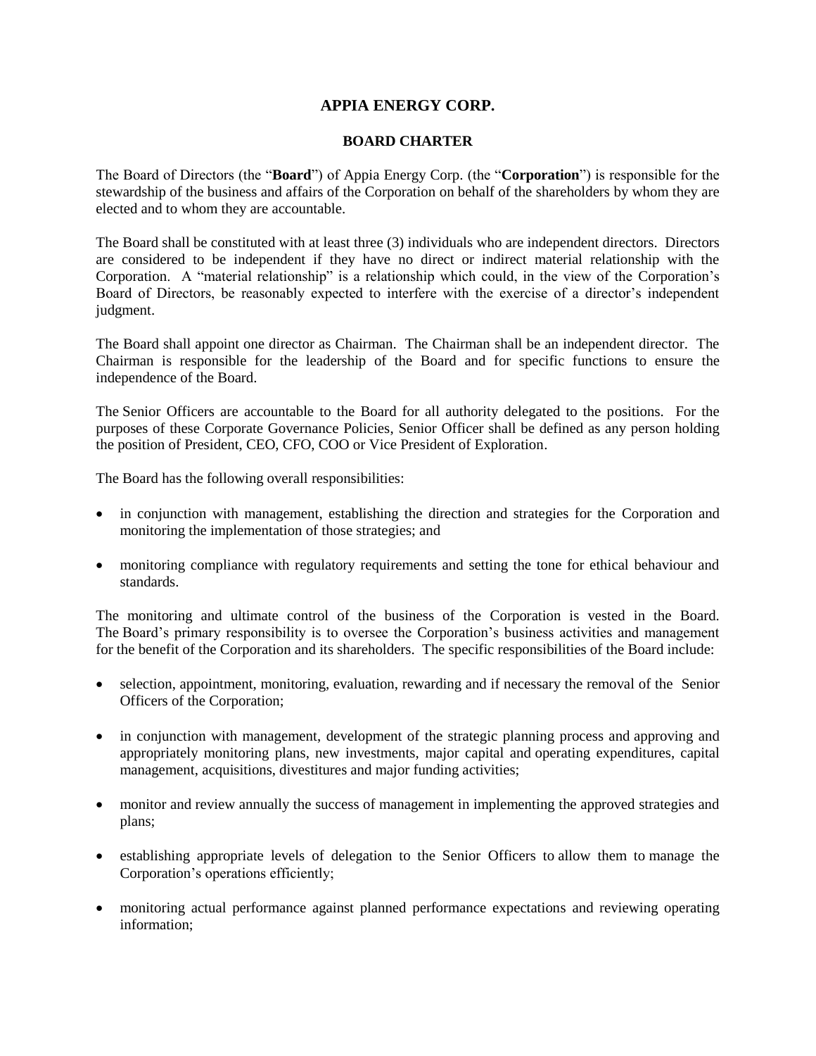# APPIA ENERGY CORP.

## BOARD CHARTER

The Board of Directors (the "**Board**") of Appia Energy Corp. (the "**Corporation**") is responsible for the stewardship of the business and affairs of the Corporation on behalf of the shareholders by whom they are elected and to whom they are accountable.

The Board shall be constituted with at least three (3) individuals who are independent directors. Directors are considered to be independent if they have no direct or indirect material relationship with the Corporation. A "material relationship" is a relationship which could, in the view of the Corporation's Board of Directors, be reasonably expected to interfere with the exercise of a director's independent judgment.

The Board shall appoint one director as Chairman. The Chairman shall be an independent director. The Chairman is responsible for the leadership of the Board and for specific functions to ensure the independence of the Board.

The Senior Officers are accountable to the Board for all authority delegated to the positions. For the purposes of these Corporate Governance Policies, Senior Officer shall be defined as any person holding the position of President, CEO, CFO, COO or Vice President of Exploration.

The Board has the following overall responsibilities:

- in conjunction with management, establishing the direction and strategies for the Corporation and monitoring the implementation of those strategies; and
- monitoring compliance with regulatory requirements and setting the tone for ethical behaviour and standards.

The monitoring and ultimate control of the business of the Corporation is vested in the Board. The Board's primary responsibility is to oversee the Corporation's business activities and management for the benefit of the Corporation and its shareholders. The specific responsibilities of the Board include:

- selection, appointment, monitoring, evaluation, rewarding and if necessary the removal of the Senior Officers of the Corporation;
- in conjunction with management, development of the strategic planning process and approving and appropriately monitoring plans, new investments, major capital and operating expenditures, capital management, acquisitions, divestitures and major funding activities;
- monitor and review annually the success of management in implementing the approved strategies and plans;
- establishing appropriate levels of delegation to the Senior Officers to allow them to manage the Corporation's operations efficiently;
- monitoring actual performance against planned performance expectations and reviewing operating information;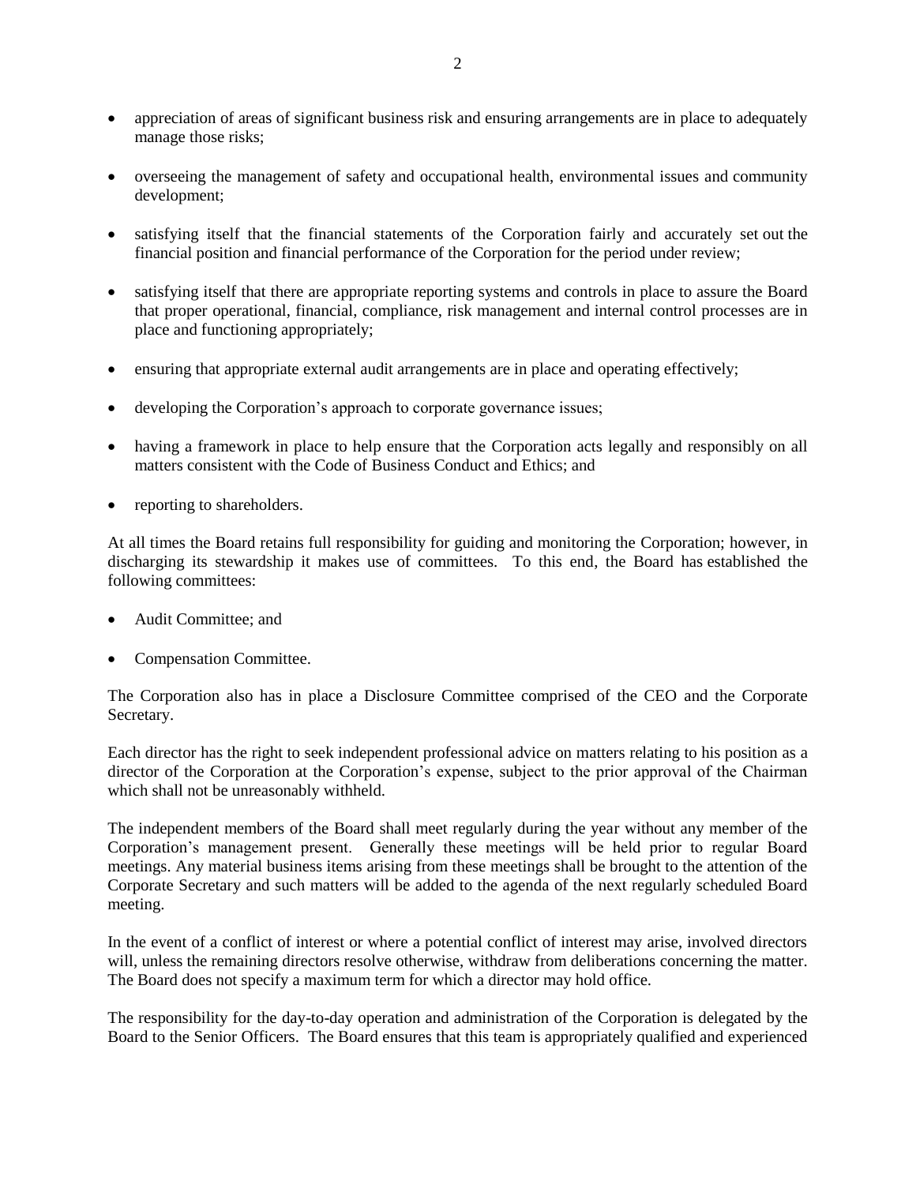- appreciation of areas of significant business risk and ensuring arrangements are in place to adequately manage those risks;
- overseeing the management of safety and occupational health, environmental issues and community development;
- satisfying itself that the financial statements of the Corporation fairly and accurately set out the financial position and financial performance of the Corporation for the period under review;
- satisfying itself that there are appropriate reporting systems and controls in place to assure the Board that proper operational, financial, compliance, risk management and internal control processes are in place and functioning appropriately;
- ensuring that appropriate external audit arrangements are in place and operating effectively;
- developing the Corporation's approach to corporate governance issues;
- having a framework in place to help ensure that the Corporation acts legally and responsibly on all matters consistent with the Code of Business Conduct and Ethics; and
- reporting to shareholders.

At all times the Board retains full responsibility for guiding and monitoring the Corporation; however, in discharging its stewardship it makes use of committees. To this end, the Board has established the following committees:

- Audit Committee; and
- Compensation Committee.

The Corporation also has in place a Disclosure Committee comprised of the CEO and the Corporate Secretary.

Each director has the right to seek independent professional advice on matters relating to his position as a director of the Corporation at the Corporation's expense, subject to the prior approval of the Chairman which shall not be unreasonably withheld.

The independent members of the Board shall meet regularly during the year without any member of the Corporation's management present. Generally these meetings will be held prior to regular Board meetings. Any material business items arising from these meetings shall be brought to the attention of the Corporate Secretary and such matters will be added to the agenda of the next regularly scheduled Board meeting.

In the event of a conflict of interest or where a potential conflict of interest may arise, involved directors will, unless the remaining directors resolve otherwise, withdraw from deliberations concerning the matter. The Board does not specify a maximum term for which a director may hold office.

The responsibility for the day-to-day operation and administration of the Corporation is delegated by the Board to the Senior Officers. The Board ensures that this team is appropriately qualified and experienced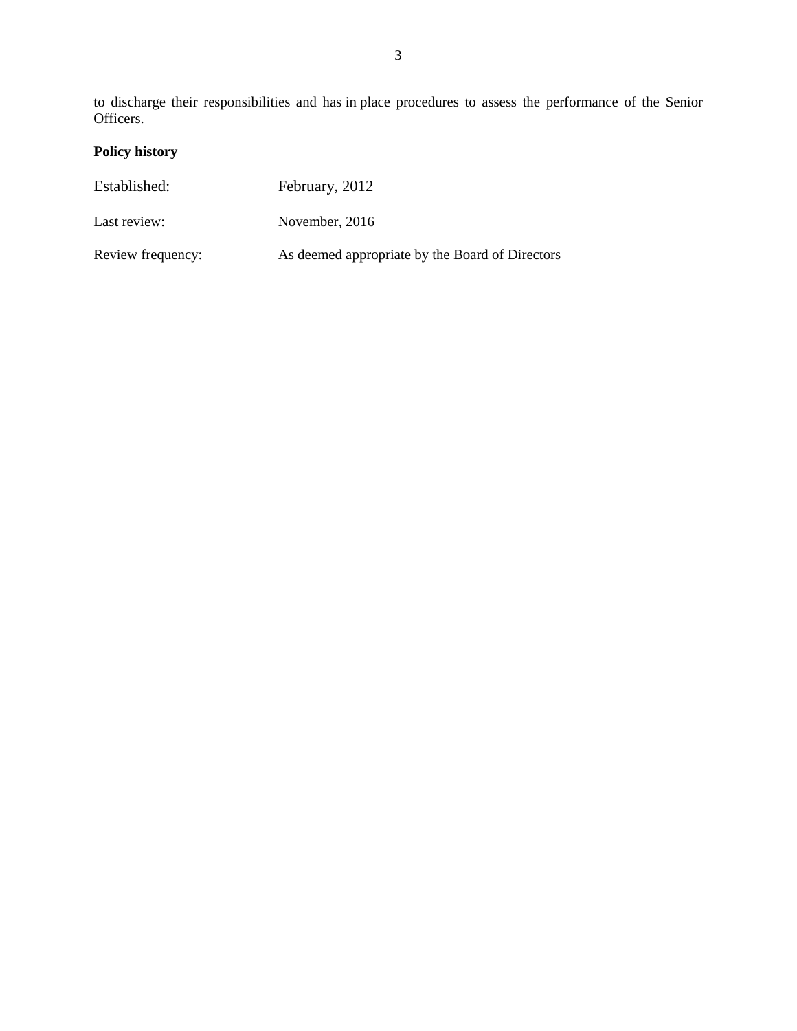to discharge their responsibilities and has in place procedures to assess the performance of the Senior Officers.

**Policy history**

| | |
|---|---|
| Established: | February, 2012 |
| Last review: | November, 2016 |
| Review frequency: | As deemed appropriate by the Board of Directors |